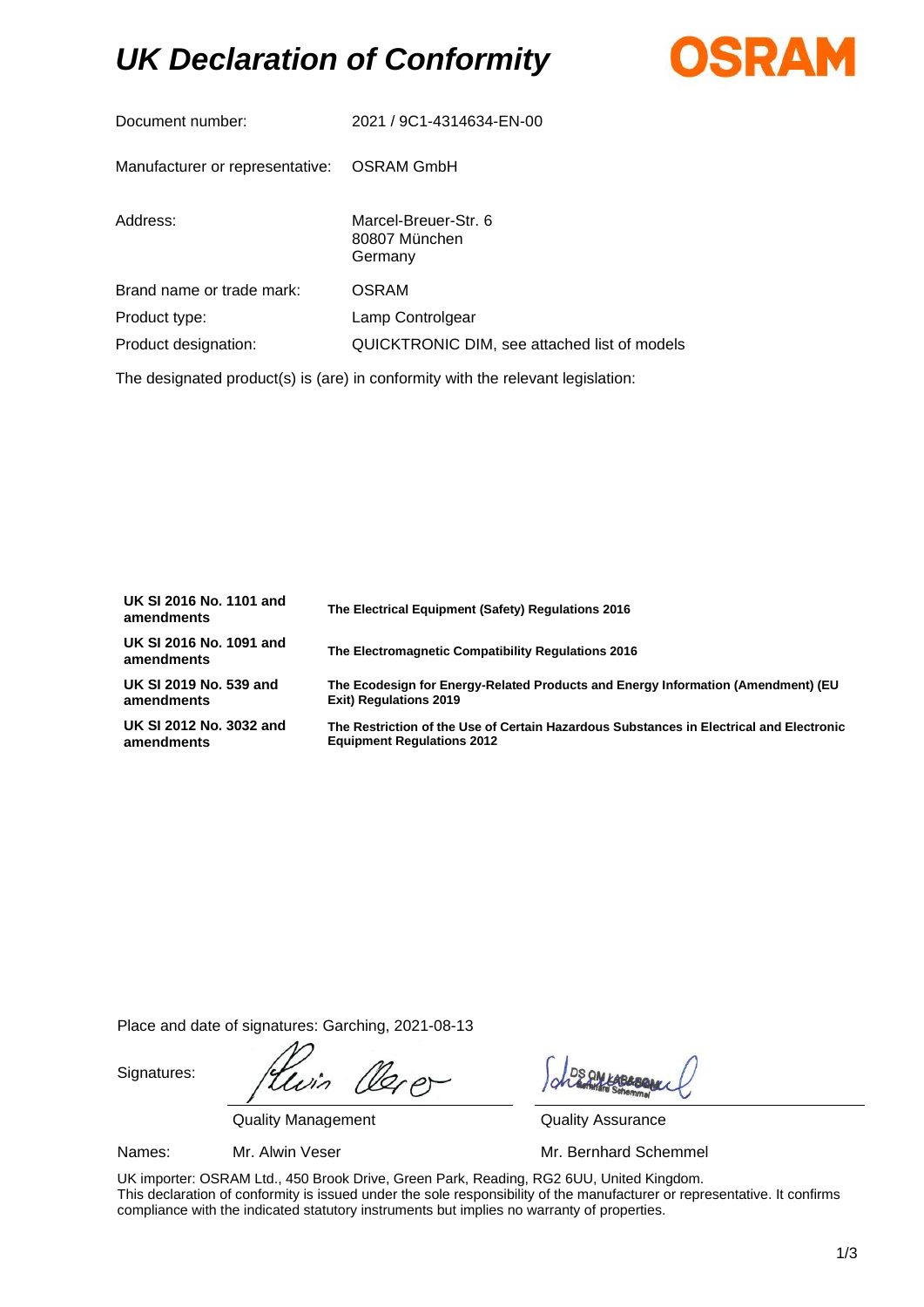# *UK Declaration of Conformity*

| | |
|---|---|
| Document number: | 2021 / 9C1-4314634-EN-00 |
| Manufacturer or representative: | OSRAM GmbH |
| Address: | Marcel-Breuer-Str. 6<br>80807 München<br>Germany |
| Brand name or trade mark: | OSRAM |
| Product type: | Lamp Controlgear |
| Product designation: | QUICKTRONIC DIM, see attached list of models |

The designated product(s) is (are) in conformity with the relevant legislation:

| | |
|---|---|
| **UK SI 2016 No. 1101 and amendments** | **The Electrical Equipment (Safety) Regulations 2016** |
| **UK SI 2016 No. 1091 and amendments** | **The Electromagnetic Compatibility Regulations 2016** |
| **UK SI 2019 No. 539 and amendments** | **The Ecodesign for Energy-Related Products and Energy Information (Amendment) (EU Exit) Regulations 2019** |
| **UK SI 2012 No. 3032 and amendments** | **The Restriction of the Use of Certain Hazardous Substances in Electrical and Electronic Equipment Regulations 2012** |

Place and date of signatures: Garching, 2021-08-13

| | | |
|---|---|---|
| Signatures: | Quality Management | Quality Assurance |
| Names: | Mr. Alwin Veser | Mr. Bernhard Schemmel |

UK importer: OSRAM Ltd., 450 Brook Drive, Green Park, Reading, RG2 6UU, United Kingdom.
This declaration of conformity is issued under the sole responsibility of the manufacturer or representative. It confirms compliance with the indicated statutory instruments but implies no warranty of properties.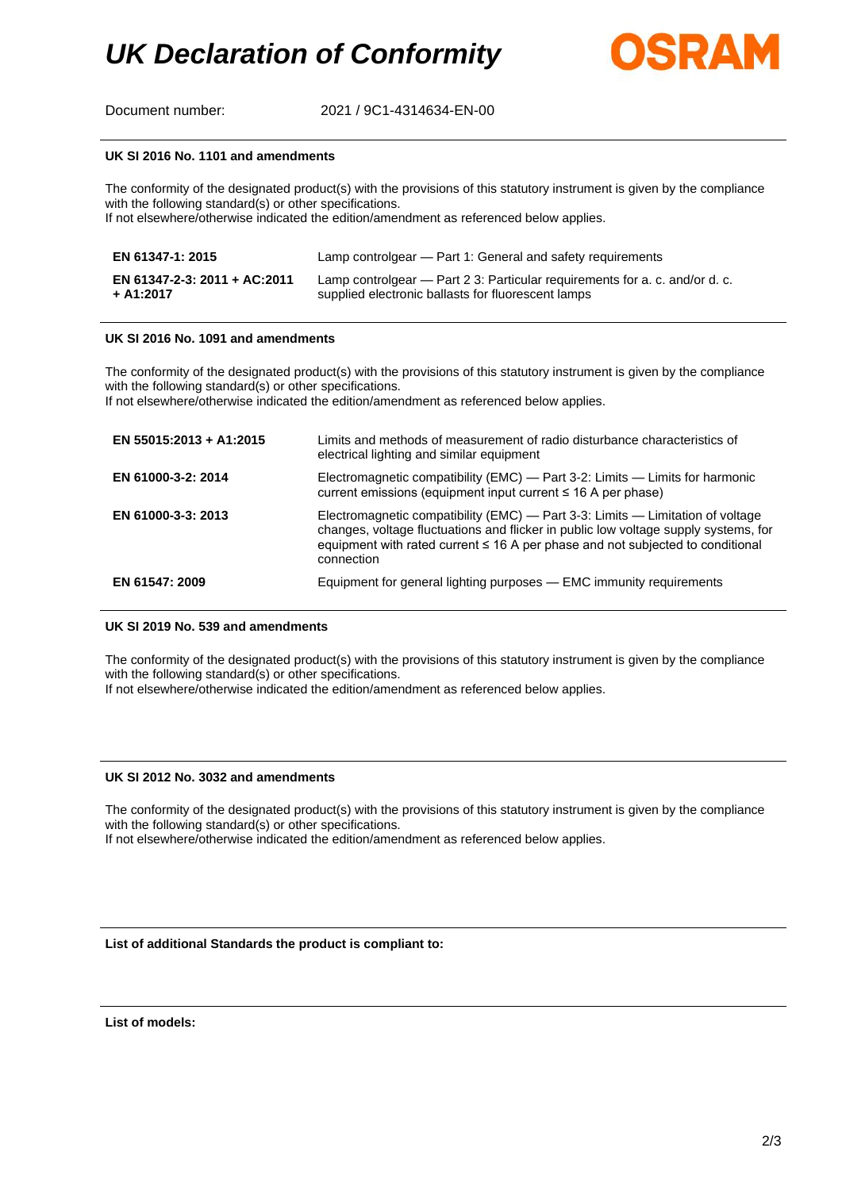# UK Declaration of Conformity

OSRAM

Document number: 2021 / 9C1-4314634-EN-00

**UK SI 2016 No. 1101 and amendments**

The conformity of the designated product(s) with the provisions of this statutory instrument is given by the compliance with the following standard(s) or other specifications.
If not elsewhere/otherwise indicated the edition/amendment as referenced below applies.

| | |
|---|---|
| **EN 61347-1: 2015** | Lamp controlgear — Part 1: General and safety requirements |
| **EN 61347-2-3: 2011 + AC:2011 + A1:2017** | Lamp controlgear — Part 2 3: Particular requirements for a. c. and/or d. c. supplied electronic ballasts for fluorescent lamps |

**UK SI 2016 No. 1091 and amendments**

The conformity of the designated product(s) with the provisions of this statutory instrument is given by the compliance with the following standard(s) or other specifications.
If not elsewhere/otherwise indicated the edition/amendment as referenced below applies.

| | |
|---|---|
| **EN 55015:2013 + A1:2015** | Limits and methods of measurement of radio disturbance characteristics of electrical lighting and similar equipment |
| **EN 61000-3-2: 2014** | Electromagnetic compatibility (EMC) — Part 3-2: Limits — Limits for harmonic current emissions (equipment input current ≤ 16 A per phase) |
| **EN 61000-3-3: 2013** | Electromagnetic compatibility (EMC) — Part 3-3: Limits — Limitation of voltage changes, voltage fluctuations and flicker in public low voltage supply systems, for equipment with rated current ≤ 16 A per phase and not subjected to conditional connection |
| **EN 61547: 2009** | Equipment for general lighting purposes — EMC immunity requirements |

**UK SI 2019 No. 539 and amendments**

The conformity of the designated product(s) with the provisions of this statutory instrument is given by the compliance with the following standard(s) or other specifications.
If not elsewhere/otherwise indicated the edition/amendment as referenced below applies.

**UK SI 2012 No. 3032 and amendments**

The conformity of the designated product(s) with the provisions of this statutory instrument is given by the compliance with the following standard(s) or other specifications.
If not elsewhere/otherwise indicated the edition/amendment as referenced below applies.

**List of additional Standards the product is compliant to:**

**List of models:**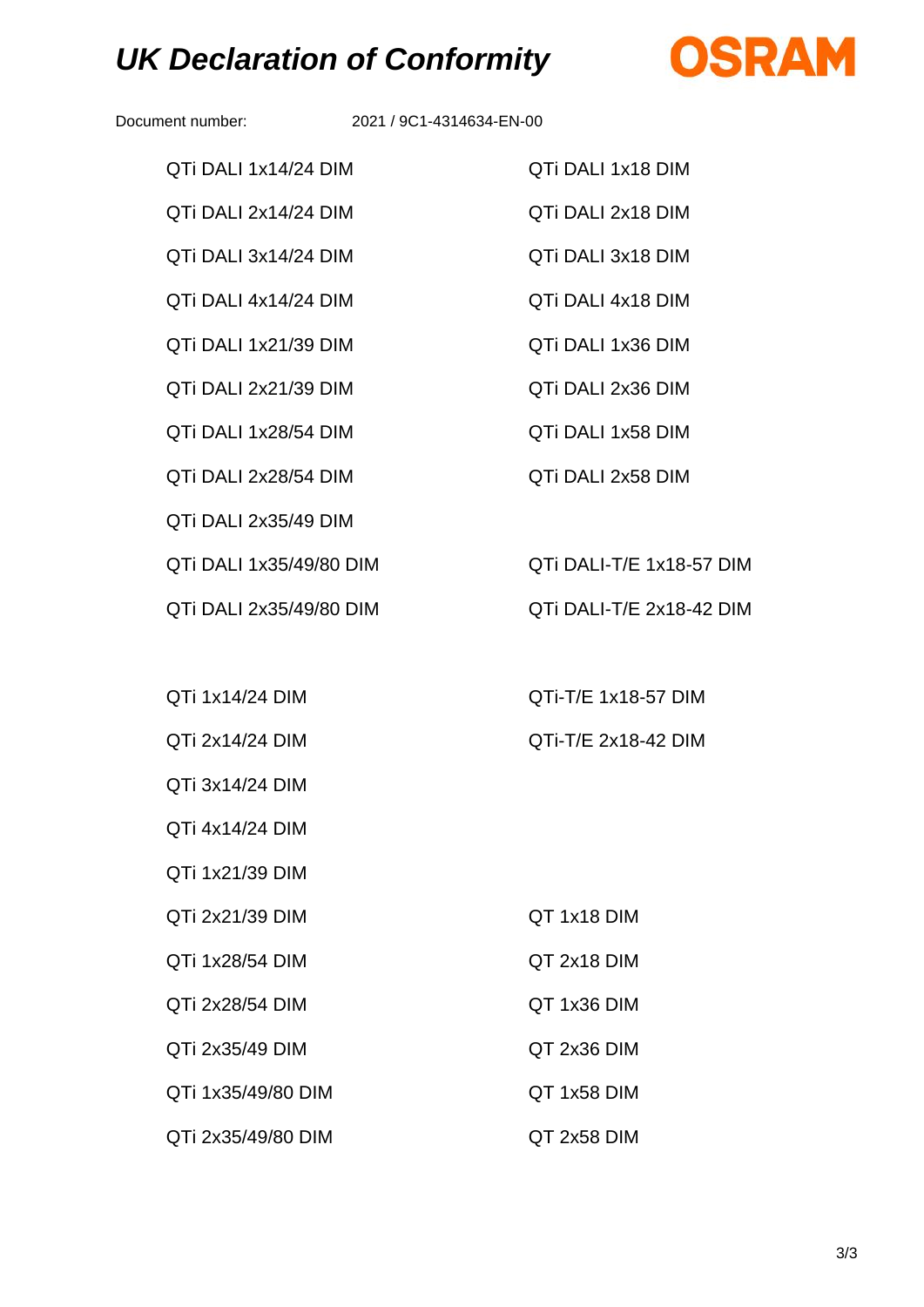# *UK Declaration of Conformity*

OSRAM

Document number: 2021 / 9C1-4314634-EN-00

| | |
|---|---|
| QTi DALI 1x14/24 DIM | QTi DALI 1x18 DIM |
| QTi DALI 2x14/24 DIM | QTi DALI 2x18 DIM |
| QTi DALI 3x14/24 DIM | QTi DALI 3x18 DIM |
| QTi DALI 4x14/24 DIM | QTi DALI 4x18 DIM |
| QTi DALI 1x21/39 DIM | QTi DALI 1x36 DIM |
| QTi DALI 2x21/39 DIM | QTi DALI 2x36 DIM |
| QTi DALI 1x28/54 DIM | QTi DALI 1x58 DIM |
| QTi DALI 2x28/54 DIM | QTi DALI 2x58 DIM |
| QTi DALI 2x35/49 DIM | |
| QTi DALI 1x35/49/80 DIM | QTi DALI-T/E 1x18-57 DIM |
| QTi DALI 2x35/49/80 DIM | QTi DALI-T/E 2x18-42 DIM |
| | |
| QTi 1x14/24 DIM | QTi-T/E 1x18-57 DIM |
| QTi 2x14/24 DIM | QTi-T/E 2x18-42 DIM |
| QTi 3x14/24 DIM | |
| QTi 4x14/24 DIM | |
| QTi 1x21/39 DIM | |
| QTi 2x21/39 DIM | QT 1x18 DIM |
| QTi 1x28/54 DIM | QT 2x18 DIM |
| QTi 2x28/54 DIM | QT 1x36 DIM |
| QTi 2x35/49 DIM | QT 2x36 DIM |
| QTi 1x35/49/80 DIM | QT 1x58 DIM |
| QTi 2x35/49/80 DIM | QT 2x58 DIM |